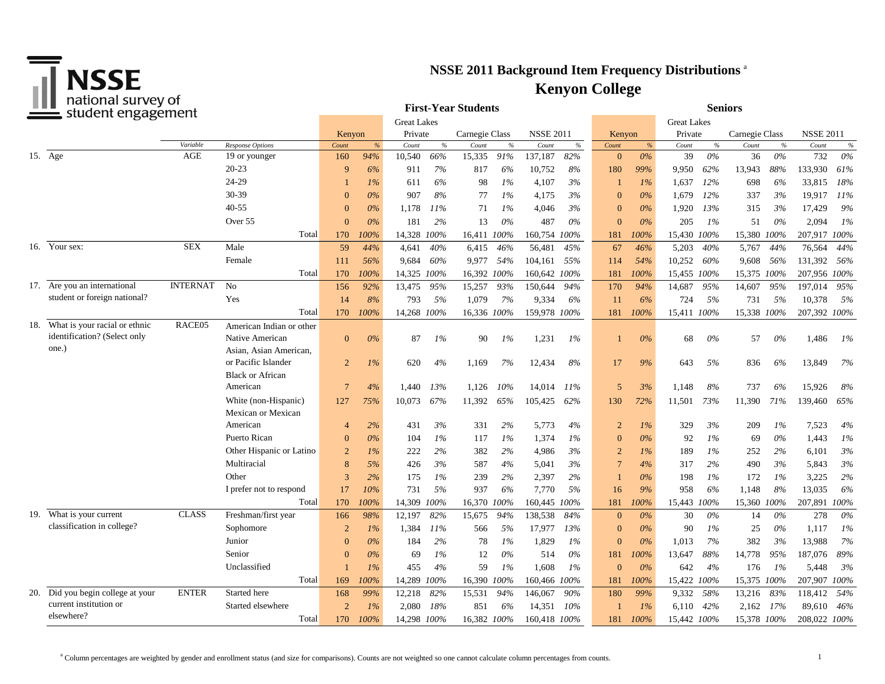# NSSE 2011 Background Item Frequency Distributions [a]

## Kenyon College

| | | | First-Year Students | | | | | | | | Seniors | | | | | | | |
|---|---|---|---|---|---|---|---|---|---|---|---|---|---|---|---|---|---|---|
| | | | Kenyon | | Great Lakes Private | | Carnegie Class | | NSSE 2011 | | Kenyon | | Great Lakes Private | | Carnegie Class | | NSSE 2011 | |
| | Variable | Response Options | Count | % | Count | % | Count | % | Count | % | Count | % | Count | % | Count | % | Count | % |
| 15. Age | AGE | 19 or younger | 160 | 94% | 10,540 | 66% | 15,335 | 91% | 137,187 | 82% | 0 | 0% | 39 | 0% | 36 | 0% | 732 | 0% |
| | | 20-23 | 9 | 6% | 911 | 7% | 817 | 6% | 10,752 | 8% | 180 | 99% | 9,950 | 62% | 13,943 | 88% | 133,930 | 61% |
| | | 24-29 | 1 | 1% | 611 | 6% | 98 | 1% | 4,107 | 3% | 1 | 1% | 1,637 | 12% | 698 | 6% | 33,815 | 18% |
| | | 30-39 | 0 | 0% | 907 | 8% | 77 | 1% | 4,175 | 3% | 0 | 0% | 1,679 | 12% | 337 | 3% | 19,917 | 11% |
| | | 40-55 | 0 | 0% | 1,178 | 11% | 71 | 1% | 4,046 | 3% | 0 | 0% | 1,920 | 13% | 315 | 3% | 17,429 | 9% |
| | | Over 55 | 0 | 0% | 181 | 2% | 13 | 0% | 487 | 0% | 0 | 0% | 205 | 1% | 51 | 0% | 2,094 | 1% |
| | | Total | 170 | 100% | 14,328 | 100% | 16,411 | 100% | 160,754 | 100% | 181 | 100% | 15,430 | 100% | 15,380 | 100% | 207,917 | 100% |
| 16. Your sex: | SEX | Male | 59 | 44% | 4,641 | 40% | 6,415 | 46% | 56,481 | 45% | 67 | 46% | 5,203 | 40% | 5,767 | 44% | 76,564 | 44% |
| | | Female | 111 | 56% | 9,684 | 60% | 9,977 | 54% | 104,161 | 55% | 114 | 54% | 10,252 | 60% | 9,608 | 56% | 131,392 | 56% |
| | | Total | 170 | 100% | 14,325 | 100% | 16,392 | 100% | 160,642 | 100% | 181 | 100% | 15,455 | 100% | 15,375 | 100% | 207,956 | 100% |
| 17. Are you an international student or foreign national? | INTERNAT | No | 156 | 92% | 13,475 | 95% | 15,257 | 93% | 150,644 | 94% | 170 | 94% | 14,687 | 95% | 14,607 | 95% | 197,014 | 95% |
| | | Yes | 14 | 8% | 793 | 5% | 1,079 | 7% | 9,334 | 6% | 11 | 6% | 724 | 5% | 731 | 5% | 10,378 | 5% |
| | | Total | 170 | 100% | 14,268 | 100% | 16,336 | 100% | 159,978 | 100% | 181 | 100% | 15,411 | 100% | 15,338 | 100% | 207,392 | 100% |
| 18. What is your racial or ethnic identification? (Select only one.) | RACE05 | American Indian or other Native American | 0 | 0% | 87 | 1% | 90 | 1% | 1,231 | 1% | 1 | 0% | 68 | 0% | 57 | 0% | 1,486 | 1% |
| | | Asian, Asian American, or Pacific Islander | 2 | 1% | 620 | 4% | 1,169 | 7% | 12,434 | 8% | 17 | 9% | 643 | 5% | 836 | 6% | 13,849 | 7% |
| | | Black or African American | 7 | 4% | 1,440 | 13% | 1,126 | 10% | 14,014 | 11% | 5 | 3% | 1,148 | 8% | 737 | 6% | 15,926 | 8% |
| | | White (non-Hispanic) | 127 | 75% | 10,073 | 67% | 11,392 | 65% | 105,425 | 62% | 130 | 72% | 11,501 | 73% | 11,390 | 71% | 139,460 | 65% |
| | | Mexican or Mexican American | 4 | 2% | 431 | 3% | 331 | 2% | 5,773 | 4% | 2 | 1% | 329 | 3% | 209 | 1% | 7,523 | 4% |
| | | Puerto Rican | 0 | 0% | 104 | 1% | 117 | 1% | 1,374 | 1% | 0 | 0% | 92 | 1% | 69 | 0% | 1,443 | 1% |
| | | Other Hispanic or Latino | 2 | 1% | 222 | 2% | 382 | 2% | 4,986 | 3% | 2 | 1% | 189 | 1% | 252 | 2% | 6,101 | 3% |
| | | Multiracial | 8 | 5% | 426 | 3% | 587 | 4% | 5,041 | 3% | 7 | 4% | 317 | 2% | 490 | 3% | 5,843 | 3% |
| | | Other | 3 | 2% | 175 | 1% | 239 | 2% | 2,397 | 2% | 1 | 0% | 198 | 1% | 172 | 1% | 3,225 | 2% |
| | | I prefer not to respond | 17 | 10% | 731 | 5% | 937 | 6% | 7,770 | 5% | 16 | 9% | 958 | 6% | 1,148 | 8% | 13,035 | 6% |
| | | Total | 170 | 100% | 14,309 | 100% | 16,370 | 100% | 160,445 | 100% | 181 | 100% | 15,443 | 100% | 15,360 | 100% | 207,891 | 100% |
| 19. What is your current classification in college? | CLASS | Freshman/first year | 166 | 98% | 12,197 | 82% | 15,675 | 94% | 138,538 | 84% | 0 | 0% | 30 | 0% | 14 | 0% | 278 | 0% |
| | | Sophomore | 2 | 1% | 1,384 | 11% | 566 | 5% | 17,977 | 13% | 0 | 0% | 90 | 1% | 25 | 0% | 1,117 | 1% |
| | | Junior | 0 | 0% | 184 | 2% | 78 | 1% | 1,829 | 1% | 0 | 0% | 1,013 | 7% | 382 | 3% | 13,988 | 7% |
| | | Senior | 0 | 0% | 69 | 1% | 12 | 0% | 514 | 0% | 181 | 100% | 13,647 | 88% | 14,778 | 95% | 187,076 | 89% |
| | | Unclassified | 1 | 1% | 455 | 4% | 59 | 1% | 1,608 | 1% | 0 | 0% | 642 | 4% | 176 | 1% | 5,448 | 3% |
| | | Total | 169 | 100% | 14,289 | 100% | 16,390 | 100% | 160,466 | 100% | 181 | 100% | 15,422 | 100% | 15,375 | 100% | 207,907 | 100% |
| 20. Did you begin college at your current institution or elsewhere? | ENTER | Started here | 168 | 99% | 12,218 | 82% | 15,531 | 94% | 146,067 | 90% | 180 | 99% | 9,332 | 58% | 13,216 | 83% | 118,412 | 54% |
| | | Started elsewhere | 2 | 1% | 2,080 | 18% | 851 | 6% | 14,351 | 10% | 1 | 1% | 6,110 | 42% | 2,162 | 17% | 89,610 | 46% |
| | | Total | 170 | 100% | 14,298 | 100% | 16,382 | 100% | 160,418 | 100% | 181 | 100% | 15,442 | 100% | 15,378 | 100% | 208,022 | 100% |

[a] Column percentages are weighted by gender and enrollment status (and size for comparisons). Counts are not weighted so one cannot calculate column percentages from counts.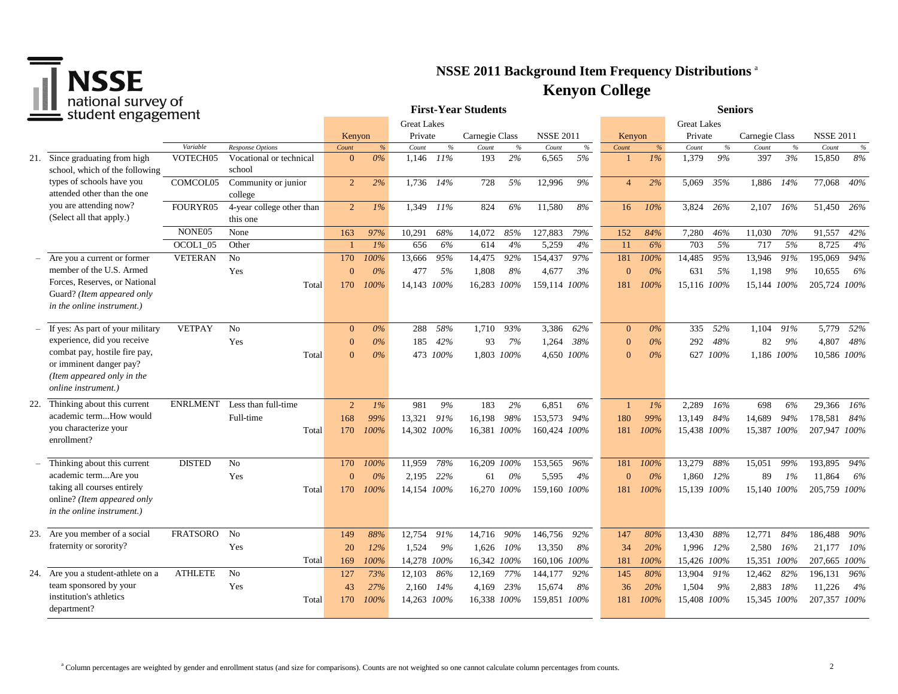# NSSE 2011 Background Item Frequency Distributions [a]

## Kenyon College

| | | | | First-Year Students | | | | | | | | Seniors | | | | | | | |
|---|---|---|---|---|---|---|---|---|---|---|---|---|---|---|---|---|---|---|---|
| | | | | Kenyon | | Great Lakes Private | | Carnegie Class | | NSSE 2011 | | Kenyon | | Great Lakes Private | | Carnegie Class | | NSSE 2011 | |
| | | *Variable* | *Response Options* | *Count* | *%* | *Count* | *%* | *Count* | *%* | *Count* | *%* | *Count* | *%* | *Count* | *%* | *Count* | *%* | *Count* | *%* |
| 21. | Since graduating from high school, which of the following types of schools have you attended other than the one you are attending now? (Select all that apply.) | VOTECH05 | Vocational or technical school | 0 | *0%* | 1,146 | *11%* | 193 | *2%* | 6,565 | *5%* | 1 | *1%* | 1,379 | *9%* | 397 | *3%* | 15,850 | *8%* |
| | | COMCOL05 | Community or junior college | 2 | *2%* | 1,736 | *14%* | 728 | *5%* | 12,996 | *9%* | 4 | *2%* | 5,069 | *35%* | 1,886 | *14%* | 77,068 | *40%* |
| | | FOURYR05 | 4-year college other than this one | 2 | *1%* | 1,349 | *11%* | 824 | *6%* | 11,580 | *8%* | 16 | *10%* | 3,824 | *26%* | 2,107 | *16%* | 51,450 | *26%* |
| | | NONE05 | None | 163 | *97%* | 10,291 | *68%* | 14,072 | *85%* | 127,883 | *79%* | 152 | *84%* | 7,280 | *46%* | 11,030 | *70%* | 91,557 | *42%* |
| | | OCOL1_05 | Other | 1 | *1%* | 656 | *6%* | 614 | *4%* | 5,259 | *4%* | 11 | *6%* | 703 | *5%* | 717 | *5%* | 8,725 | *4%* |
| – | Are you a current or former member of the U.S. Armed Forces, Reserves, or National Guard? *(Item appeared only in the online instrument.)* | VETERAN | No | 170 | *100%* | 13,666 | *95%* | 14,475 | *92%* | 154,437 | *97%* | 181 | *100%* | 14,485 | *95%* | 13,946 | *91%* | 195,069 | *94%* |
| | | | Yes | 0 | *0%* | 477 | *5%* | 1,808 | *8%* | 4,677 | *3%* | 0 | *0%* | 631 | *5%* | 1,198 | *9%* | 10,655 | *6%* |
| | | | Total | 170 | *100%* | 14,143 | *100%* | 16,283 | *100%* | 159,114 | *100%* | 181 | *100%* | 15,116 | *100%* | 15,144 | *100%* | 205,724 | *100%* |
| – | If yes: As part of your military experience, did you receive combat pay, hostile fire pay, or imminent danger pay? *(Item appeared only in the online instrument.)* | VETPAY | No | 0 | *0%* | 288 | *58%* | 1,710 | *93%* | 3,386 | *62%* | 0 | *0%* | 335 | *52%* | 1,104 | *91%* | 5,779 | *52%* |
| | | | Yes | 0 | *0%* | 185 | *42%* | 93 | *7%* | 1,264 | *38%* | 0 | *0%* | 292 | *48%* | 82 | *9%* | 4,807 | *48%* |
| | | | Total | 0 | *0%* | 473 | *100%* | 1,803 | *100%* | 4,650 | *100%* | 0 | *0%* | 627 | *100%* | 1,186 | *100%* | 10,586 | *100%* |
| 22. | Thinking about this current academic term...How would you characterize your enrollment? | ENRLMENT | Less than full-time | 2 | *1%* | 981 | *9%* | 183 | *2%* | 6,851 | *6%* | 1 | *1%* | 2,289 | *16%* | 698 | *6%* | 29,366 | *16%* |
| | | | Full-time | 168 | *99%* | 13,321 | *91%* | 16,198 | *98%* | 153,573 | *94%* | 180 | *99%* | 13,149 | *84%* | 14,689 | *94%* | 178,581 | *84%* |
| | | | Total | 170 | *100%* | 14,302 | *100%* | 16,381 | *100%* | 160,424 | *100%* | 181 | *100%* | 15,438 | *100%* | 15,387 | *100%* | 207,947 | *100%* |
| – | Thinking about this current academic term...Are you taking all courses entirely online? *(Item appeared only in the online instrument.)* | DISTED | No | 170 | *100%* | 11,959 | *78%* | 16,209 | *100%* | 153,565 | *96%* | 181 | *100%* | 13,279 | *88%* | 15,051 | *99%* | 193,895 | *94%* |
| | | | Yes | 0 | *0%* | 2,195 | *22%* | 61 | *0%* | 5,595 | *4%* | 0 | *0%* | 1,860 | *12%* | 89 | *1%* | 11,864 | *6%* |
| | | | Total | 170 | *100%* | 14,154 | *100%* | 16,270 | *100%* | 159,160 | *100%* | 181 | *100%* | 15,139 | *100%* | 15,140 | *100%* | 205,759 | *100%* |
| 23. | Are you member of a social fraternity or sorority? | FRATSORO | No | 149 | *88%* | 12,754 | *91%* | 14,716 | *90%* | 146,756 | *92%* | 147 | *80%* | 13,430 | *88%* | 12,771 | *84%* | 186,488 | *90%* |
| | | | Yes | 20 | *12%* | 1,524 | *9%* | 1,626 | *10%* | 13,350 | *8%* | 34 | *20%* | 1,996 | *12%* | 2,580 | *16%* | 21,177 | *10%* |
| | | | Total | 169 | *100%* | 14,278 | *100%* | 16,342 | *100%* | 160,106 | *100%* | 181 | *100%* | 15,426 | *100%* | 15,351 | *100%* | 207,665 | *100%* |
| 24. | Are you a student-athlete on a team sponsored by your institution's athletics department? | ATHLETE | No | 127 | *73%* | 12,103 | *86%* | 12,169 | *77%* | 144,177 | *92%* | 145 | *80%* | 13,904 | *91%* | 12,462 | *82%* | 196,131 | *96%* |
| | | | Yes | 43 | *27%* | 2,160 | *14%* | 4,169 | *23%* | 15,674 | *8%* | 36 | *20%* | 1,504 | *9%* | 2,883 | *18%* | 11,226 | *4%* |
| | | | Total | 170 | *100%* | 14,263 | *100%* | 16,338 | *100%* | 159,851 | *100%* | 181 | *100%* | 15,408 | *100%* | 15,345 | *100%* | 207,357 | *100%* |

[a] Column percentages are weighted by gender and enrollment status (and size for comparisons). Counts are not weighted so one cannot calculate column percentages from counts.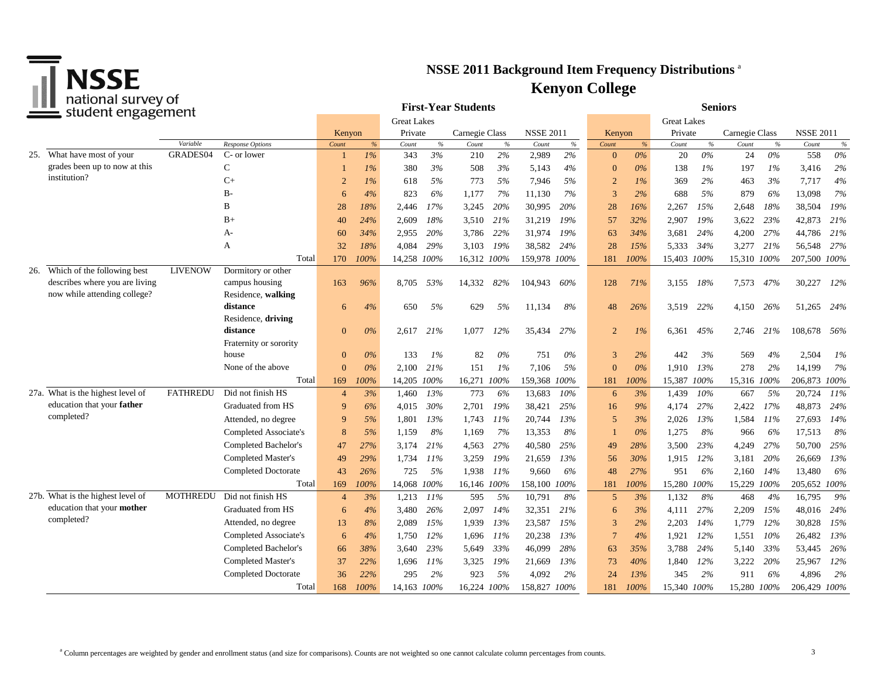# NSSE 2011 Background Item Frequency Distributions [a]

## Kenyon College

| | | Variable | Response Options | First-Year Students: Kenyon Count | Kenyon % | Great Lakes Private Count | Great Lakes Private % | Carnegie Class Count | Carnegie Class % | NSSE 2011 Count | NSSE 2011 % | Seniors: Kenyon Count | Kenyon % | Great Lakes Private Count | Great Lakes Private % | Carnegie Class Count | Carnegie Class % | NSSE 2011 Count | NSSE 2011 % |
|---|---|---|---|---|---|---|---|---|---|---|---|---|---|---|---|---|---|---|---|
| 25. | What have most of your grades been up to now at this institution? | GRADES04 | C- or lower | 1 | 1% | 343 | 3% | 210 | 2% | 2,989 | 2% | 0 | 0% | 20 | 0% | 24 | 0% | 558 | 0% |
| | | | C | 1 | 1% | 380 | 3% | 508 | 3% | 5,143 | 4% | 0 | 0% | 138 | 1% | 197 | 1% | 3,416 | 2% |
| | | | C+ | 2 | 1% | 618 | 5% | 773 | 5% | 7,946 | 5% | 2 | 1% | 369 | 2% | 463 | 3% | 7,717 | 4% |
| | | | B- | 6 | 4% | 823 | 6% | 1,177 | 7% | 11,130 | 7% | 3 | 2% | 688 | 5% | 879 | 6% | 13,098 | 7% |
| | | | B | 28 | 18% | 2,446 | 17% | 3,245 | 20% | 30,995 | 20% | 28 | 16% | 2,267 | 15% | 2,648 | 18% | 38,504 | 19% |
| | | | B+ | 40 | 24% | 2,609 | 18% | 3,510 | 21% | 31,219 | 19% | 57 | 32% | 2,907 | 19% | 3,622 | 23% | 42,873 | 21% |
| | | | A- | 60 | 34% | 2,955 | 20% | 3,786 | 22% | 31,974 | 19% | 63 | 34% | 3,681 | 24% | 4,200 | 27% | 44,786 | 21% |
| | | | A | 32 | 18% | 4,084 | 29% | 3,103 | 19% | 38,582 | 24% | 28 | 15% | 5,333 | 34% | 3,277 | 21% | 56,548 | 27% |
| | | | Total | 170 | 100% | 14,258 | 100% | 16,312 | 100% | 159,978 | 100% | 181 | 100% | 15,403 | 100% | 15,310 | 100% | 207,500 | 100% |
| 26. | Which of the following best describes where you are living now while attending college? | LIVENOW | Dormitory or other campus housing | 163 | 96% | 8,705 | 53% | 14,332 | 82% | 104,943 | 60% | 128 | 71% | 3,155 | 18% | 7,573 | 47% | 30,227 | 12% |
| | | | Residence, **walking** distance | 6 | 4% | 650 | 5% | 629 | 5% | 11,134 | 8% | 48 | 26% | 3,519 | 22% | 4,150 | 26% | 51,265 | 24% |
| | | | Residence, **driving** distance | 0 | 0% | 2,617 | 21% | 1,077 | 12% | 35,434 | 27% | 2 | 1% | 6,361 | 45% | 2,746 | 21% | 108,678 | 56% |
| | | | Fraternity or sorority house | 0 | 0% | 133 | 1% | 82 | 0% | 751 | 0% | 3 | 2% | 442 | 3% | 569 | 4% | 2,504 | 1% |
| | | | None of the above | 0 | 0% | 2,100 | 21% | 151 | 1% | 7,106 | 5% | 0 | 0% | 1,910 | 13% | 278 | 2% | 14,199 | 7% |
| | | | Total | 169 | 100% | 14,205 | 100% | 16,271 | 100% | 159,368 | 100% | 181 | 100% | 15,387 | 100% | 15,316 | 100% | 206,873 | 100% |
| 27a. | What is the highest level of education that your **father** completed? | FATHREDU | Did not finish HS | 4 | 3% | 1,460 | 13% | 773 | 6% | 13,683 | 10% | 6 | 3% | 1,439 | 10% | 667 | 5% | 20,724 | 11% |
| | | | Graduated from HS | 9 | 6% | 4,015 | 30% | 2,701 | 19% | 38,421 | 25% | 16 | 9% | 4,174 | 27% | 2,422 | 17% | 48,873 | 24% |
| | | | Attended, no degree | 9 | 5% | 1,801 | 13% | 1,743 | 11% | 20,744 | 13% | 5 | 3% | 2,026 | 13% | 1,584 | 11% | 27,693 | 14% |
| | | | Completed Associate's | 8 | 5% | 1,159 | 8% | 1,169 | 7% | 13,353 | 8% | 1 | 0% | 1,275 | 8% | 966 | 6% | 17,513 | 8% |
| | | | Completed Bachelor's | 47 | 27% | 3,174 | 21% | 4,563 | 27% | 40,580 | 25% | 49 | 28% | 3,500 | 23% | 4,249 | 27% | 50,700 | 25% |
| | | | Completed Master's | 49 | 29% | 1,734 | 11% | 3,259 | 19% | 21,659 | 13% | 56 | 30% | 1,915 | 12% | 3,181 | 20% | 26,669 | 13% |
| | | | Completed Doctorate | 43 | 26% | 725 | 5% | 1,938 | 11% | 9,660 | 6% | 48 | 27% | 951 | 6% | 2,160 | 14% | 13,480 | 6% |
| | | | Total | 169 | 100% | 14,068 | 100% | 16,146 | 100% | 158,100 | 100% | 181 | 100% | 15,280 | 100% | 15,229 | 100% | 205,652 | 100% |
| 27b. | What is the highest level of education that your **mother** completed? | MOTHREDU | Did not finish HS | 4 | 3% | 1,213 | 11% | 595 | 5% | 10,791 | 8% | 5 | 3% | 1,132 | 8% | 468 | 4% | 16,795 | 9% |
| | | | Graduated from HS | 6 | 4% | 3,480 | 26% | 2,097 | 14% | 32,351 | 21% | 6 | 3% | 4,111 | 27% | 2,209 | 15% | 48,016 | 24% |
| | | | Attended, no degree | 13 | 8% | 2,089 | 15% | 1,939 | 13% | 23,587 | 15% | 3 | 2% | 2,203 | 14% | 1,779 | 12% | 30,828 | 15% |
| | | | Completed Associate's | 6 | 4% | 1,750 | 12% | 1,696 | 11% | 20,238 | 13% | 7 | 4% | 1,921 | 12% | 1,551 | 10% | 26,482 | 13% |
| | | | Completed Bachelor's | 66 | 38% | 3,640 | 23% | 5,649 | 33% | 46,099 | 28% | 63 | 35% | 3,788 | 24% | 5,140 | 33% | 53,445 | 26% |
| | | | Completed Master's | 37 | 22% | 1,696 | 11% | 3,325 | 19% | 21,669 | 13% | 73 | 40% | 1,840 | 12% | 3,222 | 20% | 25,967 | 12% |
| | | | Completed Doctorate | 36 | 22% | 295 | 2% | 923 | 5% | 4,092 | 2% | 24 | 13% | 345 | 2% | 911 | 6% | 4,896 | 2% |
| | | | Total | 168 | 100% | 14,163 | 100% | 16,224 | 100% | 158,827 | 100% | 181 | 100% | 15,340 | 100% | 15,280 | 100% | 206,429 | 100% |

[a] Column percentages are weighted by gender and enrollment status (and size for comparisons). Counts are not weighted so one cannot calculate column percentages from counts.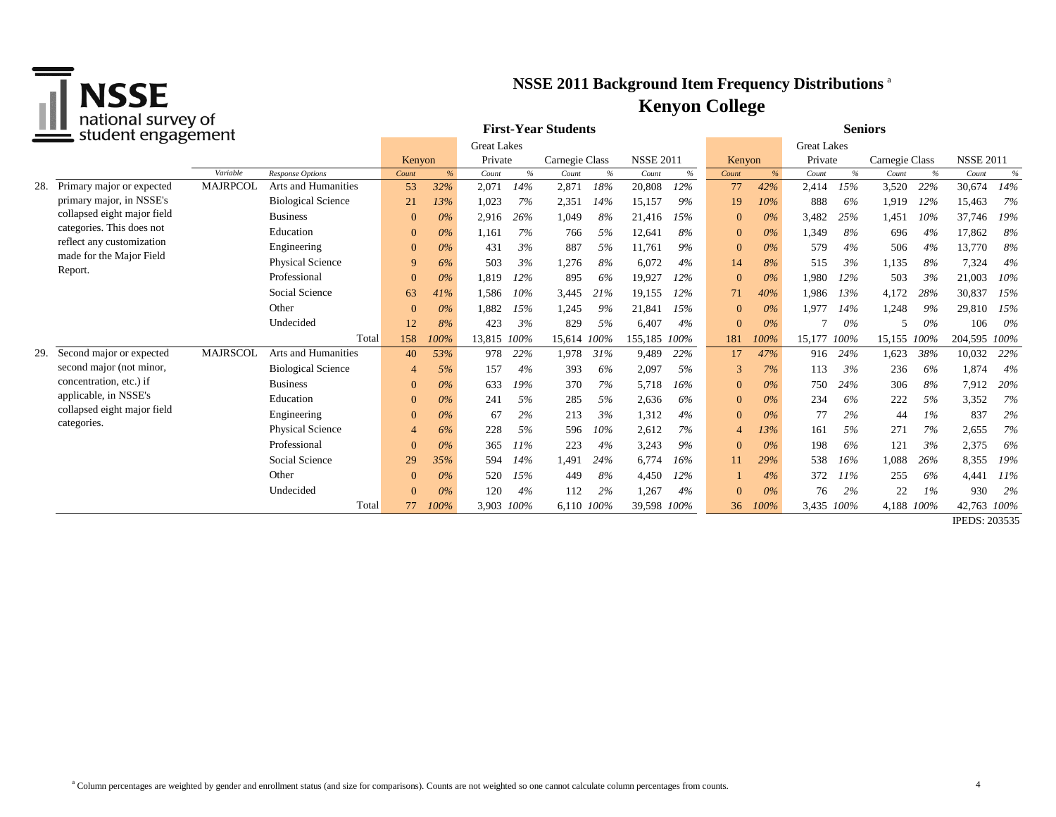# NSSE 2011 Background Item Frequency Distributions [a]

## Kenyon College

| | | Variable | Response Options | First-Year Students: Kenyon Count | % | Great Lakes Private Count | % | Carnegie Class Count | % | NSSE 2011 Count | % | Seniors: Kenyon Count | % | Great Lakes Private Count | % | Carnegie Class Count | % | NSSE 2011 Count | % |
|---|---|---|---|---|---|---|---|---|---|---|---|---|---|---|---|---|---|---|---|
| 28. | Primary major or expected primary major, in NSSE's collapsed eight major field categories. This does not reflect any customization made for the Major Field Report. | MAJRPCOL | Arts and Humanities | 53 | 32% | 2,071 | 14% | 2,871 | 18% | 20,808 | 12% | 77 | 42% | 2,414 | 15% | 3,520 | 22% | 30,674 | 14% |
| | | | Biological Science | 21 | 13% | 1,023 | 7% | 2,351 | 14% | 15,157 | 9% | 19 | 10% | 888 | 6% | 1,919 | 12% | 15,463 | 7% |
| | | | Business | 0 | 0% | 2,916 | 26% | 1,049 | 8% | 21,416 | 15% | 0 | 0% | 3,482 | 25% | 1,451 | 10% | 37,746 | 19% |
| | | | Education | 0 | 0% | 1,161 | 7% | 766 | 5% | 12,641 | 8% | 0 | 0% | 1,349 | 8% | 696 | 4% | 17,862 | 8% |
| | | | Engineering | 0 | 0% | 431 | 3% | 887 | 5% | 11,761 | 9% | 0 | 0% | 579 | 4% | 506 | 4% | 13,770 | 8% |
| | | | Physical Science | 9 | 6% | 503 | 3% | 1,276 | 8% | 6,072 | 4% | 14 | 8% | 515 | 3% | 1,135 | 8% | 7,324 | 4% |
| | | | Professional | 0 | 0% | 1,819 | 12% | 895 | 6% | 19,927 | 12% | 0 | 0% | 1,980 | 12% | 503 | 3% | 21,003 | 10% |
| | | | Social Science | 63 | 41% | 1,586 | 10% | 3,445 | 21% | 19,155 | 12% | 71 | 40% | 1,986 | 13% | 4,172 | 28% | 30,837 | 15% |
| | | | Other | 0 | 0% | 1,882 | 15% | 1,245 | 9% | 21,841 | 15% | 0 | 0% | 1,977 | 14% | 1,248 | 9% | 29,810 | 15% |
| | | | Undecided | 12 | 8% | 423 | 3% | 829 | 5% | 6,407 | 4% | 0 | 0% | 7 | 0% | 5 | 0% | 106 | 0% |
| | | | Total | 158 | 100% | 13,815 | 100% | 15,614 | 100% | 155,185 | 100% | 181 | 100% | 15,177 | 100% | 15,155 | 100% | 204,595 | 100% |
| 29. | Second major or expected second major (not minor, concentration, etc.) if applicable, in NSSE's collapsed eight major field categories. | MAJRSCOL | Arts and Humanities | 40 | 53% | 978 | 22% | 1,978 | 31% | 9,489 | 22% | 17 | 47% | 916 | 24% | 1,623 | 38% | 10,032 | 22% |
| | | | Biological Science | 4 | 5% | 157 | 4% | 393 | 6% | 2,097 | 5% | 3 | 7% | 113 | 3% | 236 | 6% | 1,874 | 4% |
| | | | Business | 0 | 0% | 633 | 19% | 370 | 7% | 5,718 | 16% | 0 | 0% | 750 | 24% | 306 | 8% | 7,912 | 20% |
| | | | Education | 0 | 0% | 241 | 5% | 285 | 5% | 2,636 | 6% | 0 | 0% | 234 | 6% | 222 | 5% | 3,352 | 7% |
| | | | Engineering | 0 | 0% | 67 | 2% | 213 | 3% | 1,312 | 4% | 0 | 0% | 77 | 2% | 44 | 1% | 837 | 2% |
| | | | Physical Science | 4 | 6% | 228 | 5% | 596 | 10% | 2,612 | 7% | 4 | 13% | 161 | 5% | 271 | 7% | 2,655 | 7% |
| | | | Professional | 0 | 0% | 365 | 11% | 223 | 4% | 3,243 | 9% | 0 | 0% | 198 | 6% | 121 | 3% | 2,375 | 6% |
| | | | Social Science | 29 | 35% | 594 | 14% | 1,491 | 24% | 6,774 | 16% | 11 | 29% | 538 | 16% | 1,088 | 26% | 8,355 | 19% |
| | | | Other | 0 | 0% | 520 | 15% | 449 | 8% | 4,450 | 12% | 1 | 4% | 372 | 11% | 255 | 6% | 4,441 | 11% |
| | | | Undecided | 0 | 0% | 120 | 4% | 112 | 2% | 1,267 | 4% | 0 | 0% | 76 | 2% | 22 | 1% | 930 | 2% |
| | | | Total | 77 | 100% | 3,903 | 100% | 6,110 | 100% | 39,598 | 100% | 36 | 100% | 3,435 | 100% | 4,188 | 100% | 42,763 | 100% |

IPEDS: 203535

[a] Column percentages are weighted by gender and enrollment status (and size for comparisons). Counts are not weighted so one cannot calculate column percentages from counts.